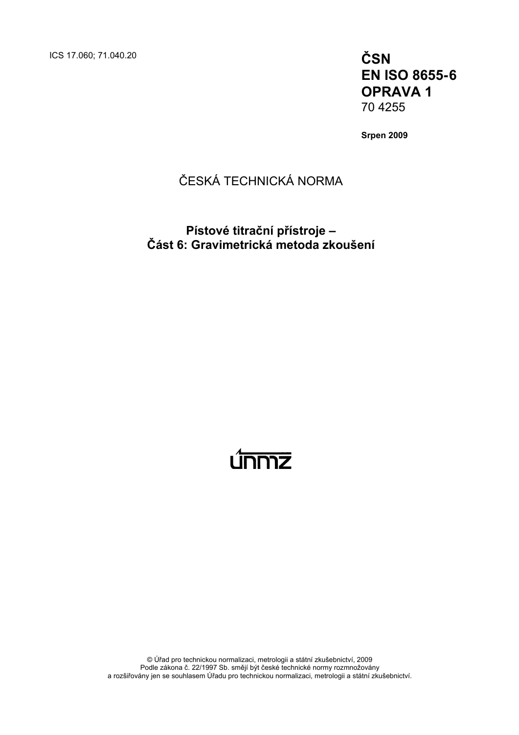ICS 17.060; 71.040.20

**ČSN EN ISO 8655-6 OPRAVA 1**
70 4255

**Srpen 2009**

ČESKÁ TECHNICKÁ NORMA

# Pístové titrační přístroje – Část 6: Gravimetrická metoda zkoušení

© Úřad pro technickou normalizaci, metrologii a státní zkušebnictví, 2009
Podle zákona č. 22/1997 Sb. smějí být české technické normy rozmnožovány a rozšiřovány jen se souhlasem Úřadu pro technickou normalizaci, metrologii a státní zkušebnictví.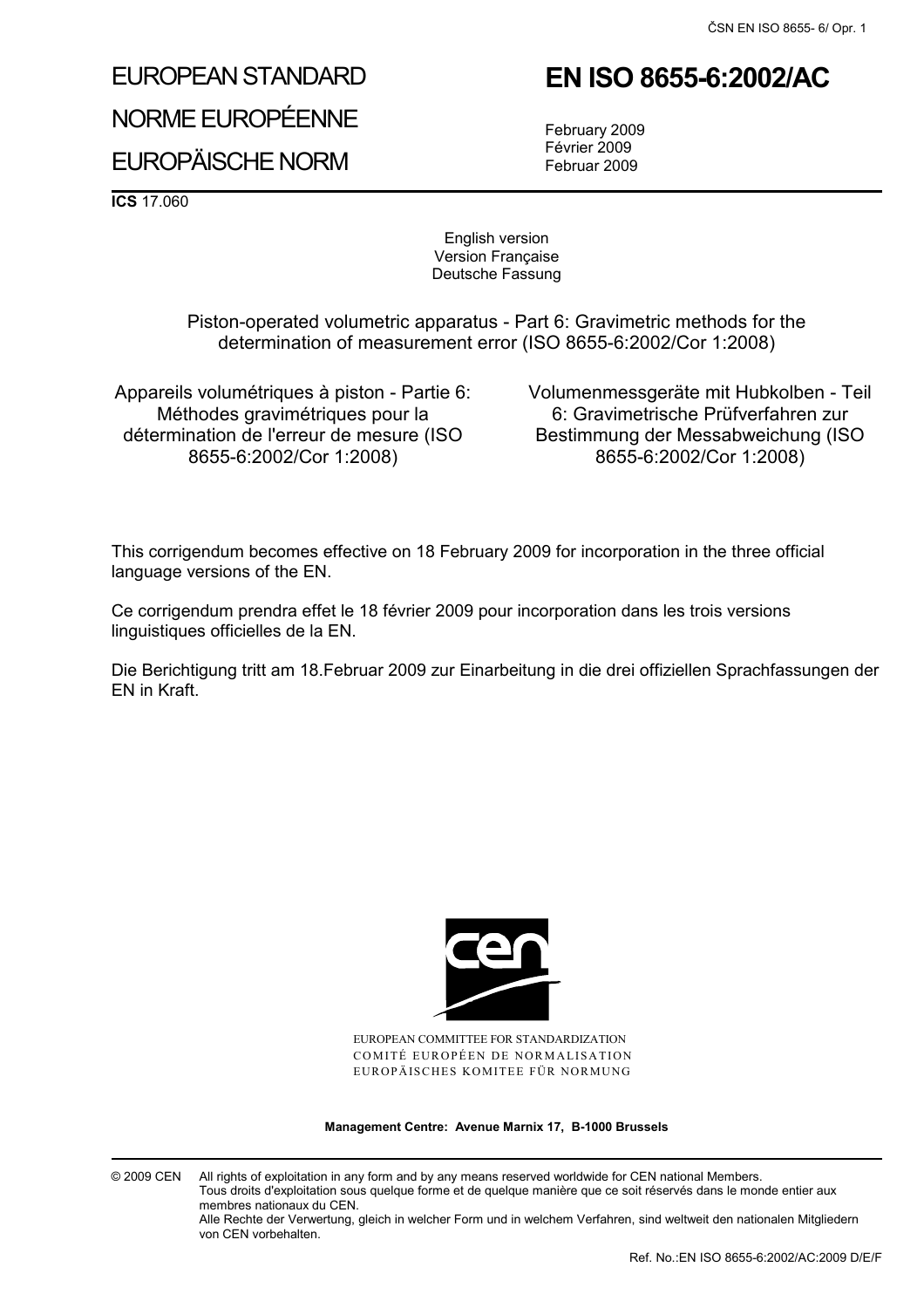# EUROPEAN STANDARD

# NORME EUROPÉENNE

# EUROPÄISCHE NORM

# EN ISO 8655-6:2002/AC

February 2009
Février 2009
Februar 2009

**ICS** 17.060

English version
Version Française
Deutsche Fassung

Piston-operated volumetric apparatus - Part 6: Gravimetric methods for the determination of measurement error (ISO 8655-6:2002/Cor 1:2008)

Appareils volumétriques à piston - Partie 6: Méthodes gravimétriques pour la détermination de l'erreur de mesure (ISO 8655-6:2002/Cor 1:2008)

Volumenmessgeräte mit Hubkolben - Teil 6: Gravimetrische Prüfverfahren zur Bestimmung der Messabweichung (ISO 8655-6:2002/Cor 1:2008)

This corrigendum becomes effective on 18 February 2009 for incorporation in the three official language versions of the EN.

Ce corrigendum prendra effet le 18 février 2009 pour incorporation dans les trois versions linguistiques officielles de la EN.

Die Berichtigung tritt am 18.Februar 2009 zur Einarbeitung in die drei offiziellen Sprachfassungen der EN in Kraft.

EUROPEAN COMMITTEE FOR STANDARDIZATION
COMITÉ EUROPÉEN DE NORMALISATION
EUROPÄISCHES KOMITEE FÜR NORMUNG

**Management Centre: Avenue Marnix 17, B-1000 Brussels**

© 2009 CEN All rights of exploitation in any form and by any means reserved worldwide for CEN national Members.
Tous droits d'exploitation sous quelque forme et de quelque manière que ce soit réservés dans le monde entier aux membres nationaux du CEN.
Alle Rechte der Verwertung, gleich in welcher Form und in welchem Verfahren, sind weltweit den nationalen Mitgliedern von CEN vorbehalten.

Ref. No.:EN ISO 8655-6:2002/AC:2009 D/E/F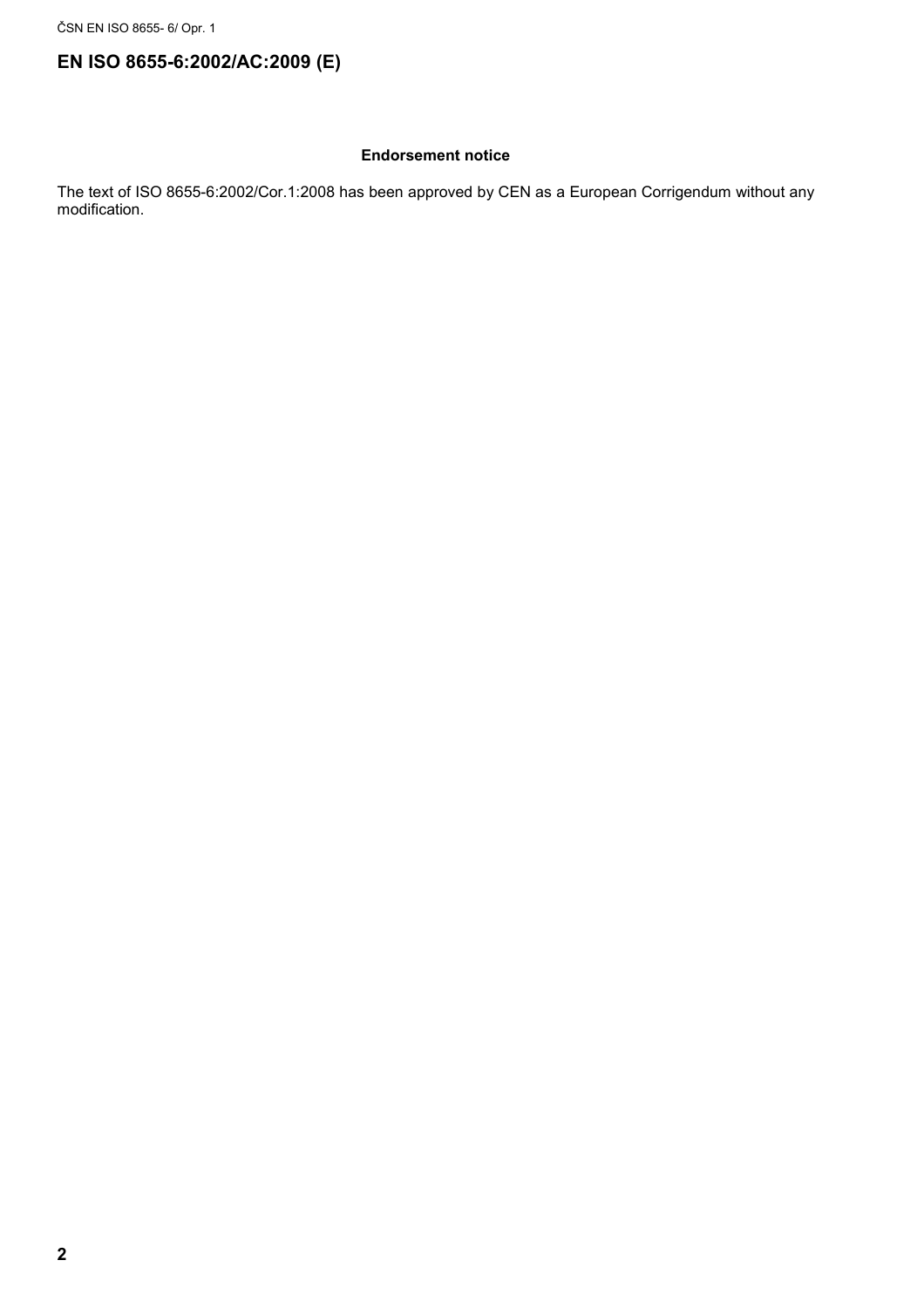# EN ISO 8655-6:2002/AC:2009 (E)

**Endorsement notice**

The text of ISO 8655-6:2002/Cor.1:2008 has been approved by CEN as a European Corrigendum without any modification.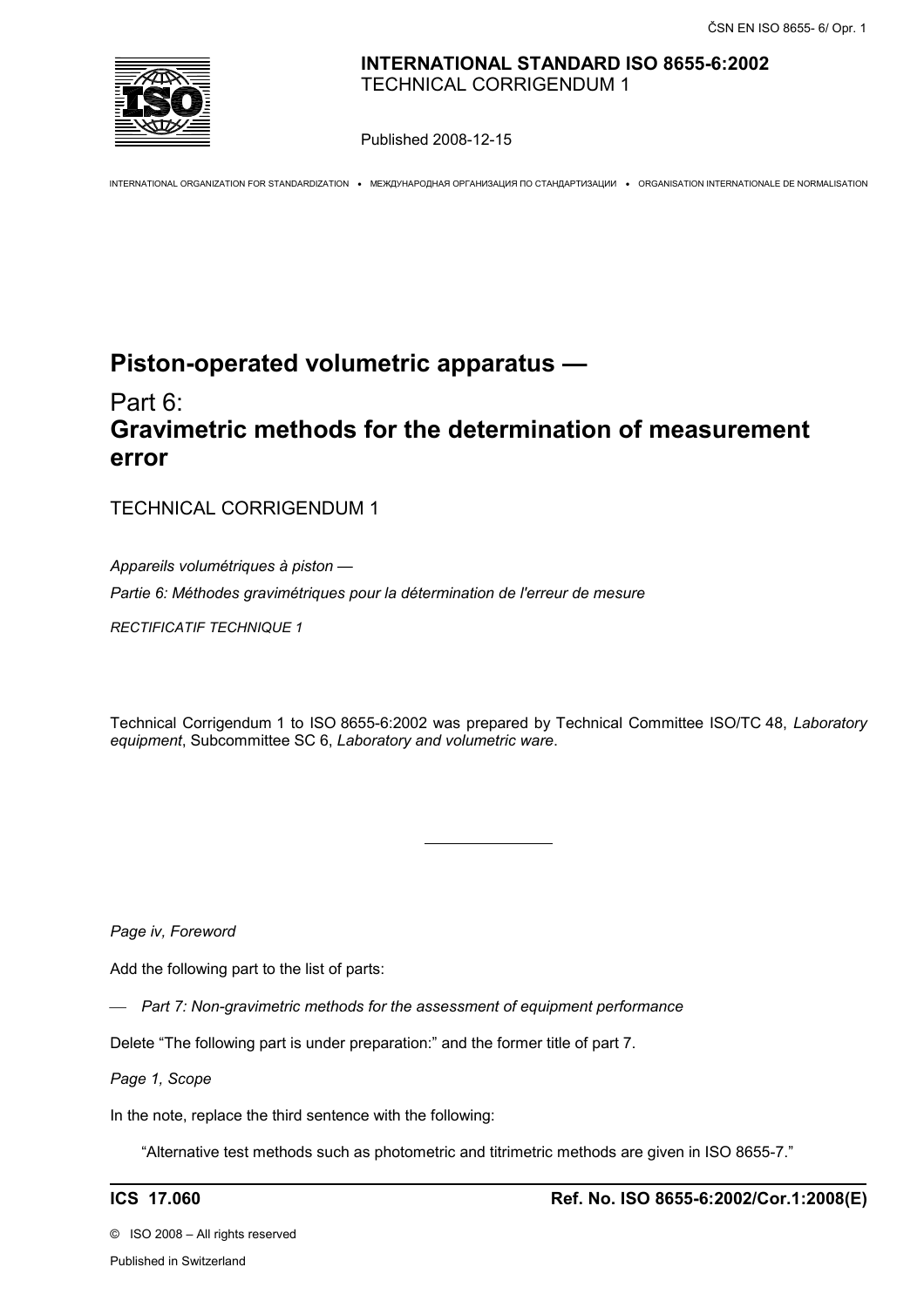**INTERNATIONAL STANDARD ISO 8655-6:2002**
TECHNICAL CORRIGENDUM 1

Published 2008-12-15

INTERNATIONAL ORGANIZATION FOR STANDARDIZATION • МЕЖДУНАРОДНАЯ ОРГАНИЗАЦИЯ ПО СТАНДАРТИЗАЦИИ • ORGANISATION INTERNATIONALE DE NORMALISATION

# Piston-operated volumetric apparatus —

## Part 6: **Gravimetric methods for the determination of measurement error**

TECHNICAL CORRIGENDUM 1

*Appareils volumétriques à piston —*

*Partie 6: Méthodes gravimétriques pour la détermination de l'erreur de mesure*

*RECTIFICATIF TECHNIQUE 1*

Technical Corrigendum 1 to ISO 8655-6:2002 was prepared by Technical Committee ISO/TC 48, *Laboratory equipment*, Subcommittee SC 6, *Laboratory and volumetric ware*.

---

*Page iv, Foreword*

Add the following part to the list of parts:

— *Part 7: Non-gravimetric methods for the assessment of equipment performance*

Delete "The following part is under preparation:" and the former title of part 7.

*Page 1, Scope*

In the note, replace the third sentence with the following:

"Alternative test methods such as photometric and titrimetric methods are given in ISO 8655-7."

---

**ICS 17.060** **Ref. No. ISO 8655-6:2002/Cor.1:2008(E)**

© ISO 2008 – All rights reserved

Published in Switzerland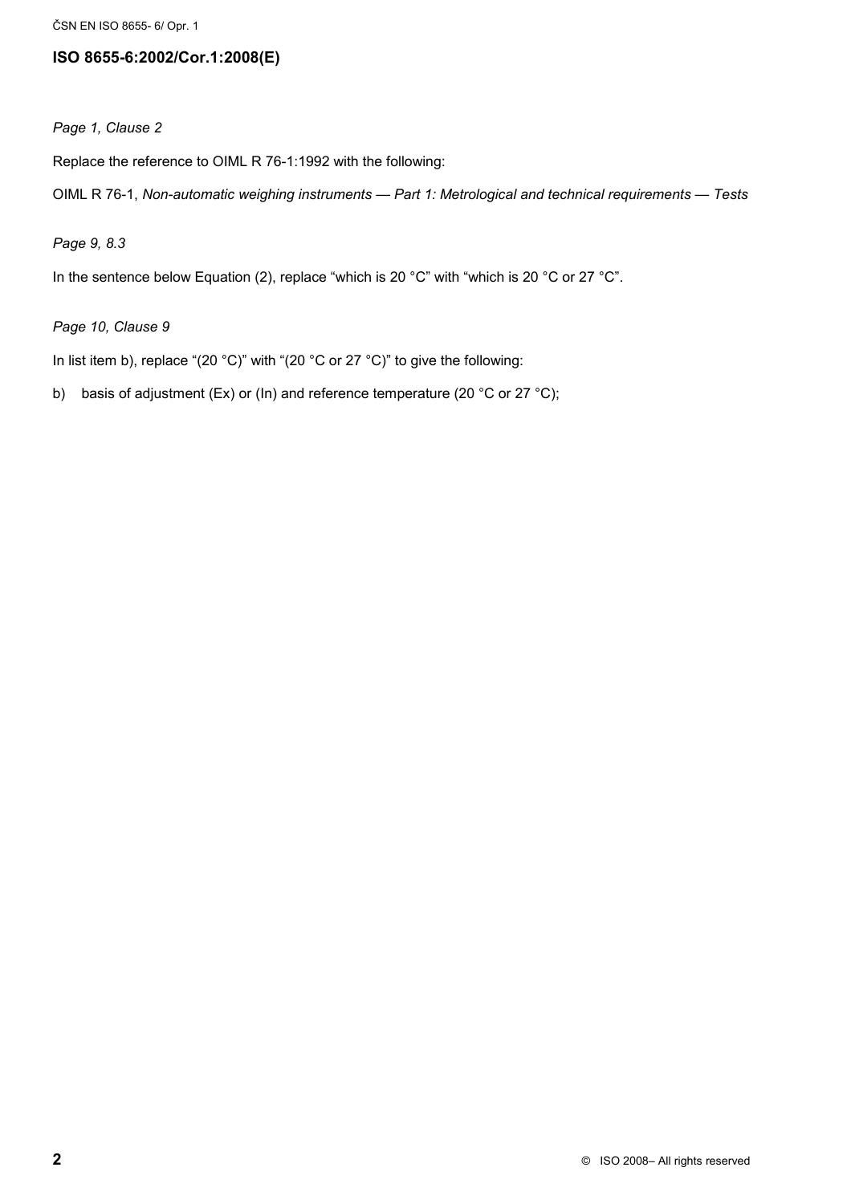## ISO 8655-6:2002/Cor.1:2008(E)

*Page 1, Clause 2*

Replace the reference to OIML R 76-1:1992 with the following:

OIML R 76-1, *Non-automatic weighing instruments — Part 1: Metrological and technical requirements — Tests*

*Page 9, 8.3*

In the sentence below Equation (2), replace "which is 20 °C" with "which is 20 °C or 27 °C".

*Page 10, Clause 9*

In list item b), replace "(20 °C)" with "(20 °C or 27 °C)" to give the following:

b) basis of adjustment (Ex) or (In) and reference temperature (20 °C or 27 °C);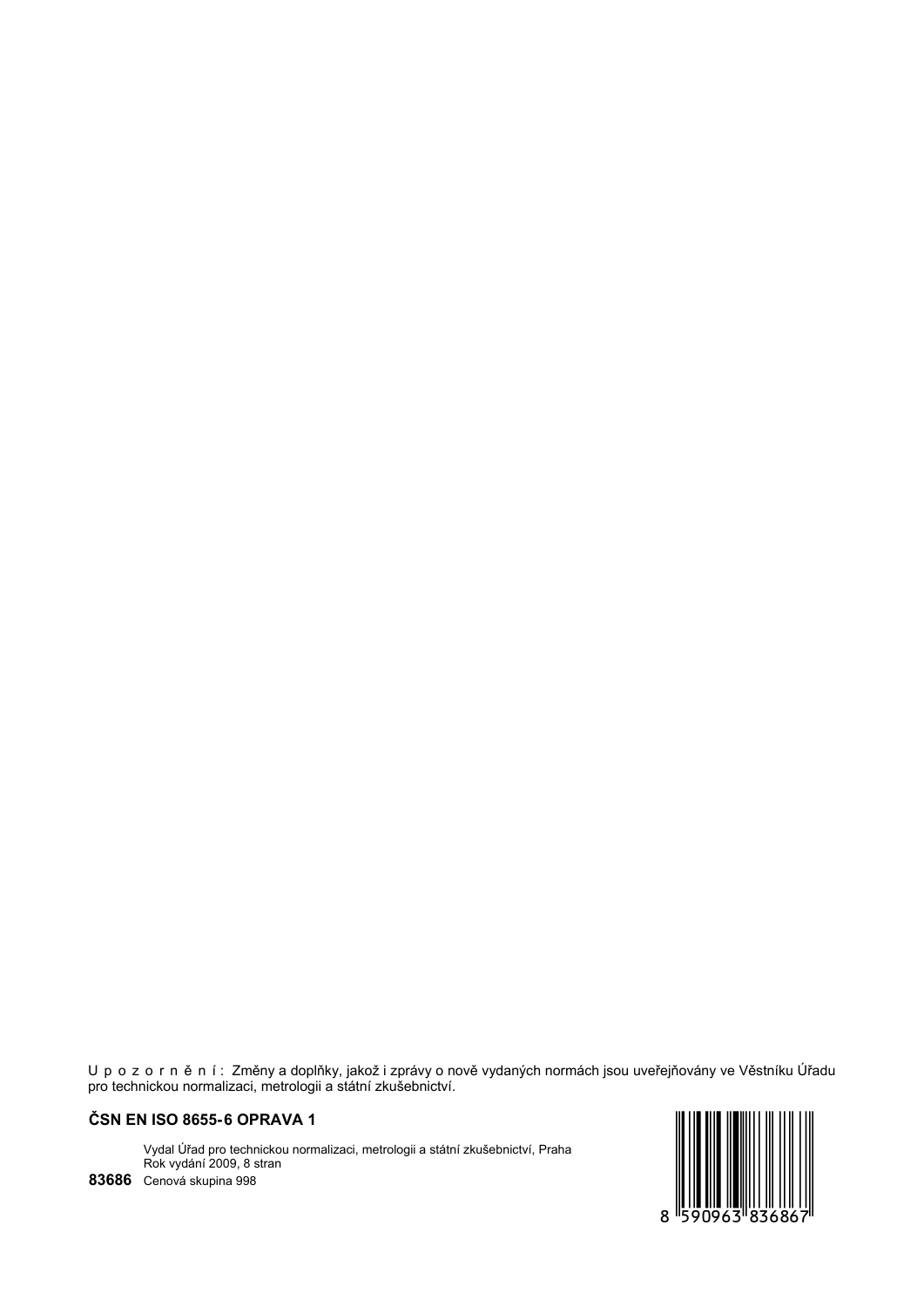U p o z o r n ě n í : Změny a doplňky, jakož i zprávy o nově vydaných normách jsou uveřejňovány ve Věstníku Úřadu pro technickou normalizaci, metrologii a státní zkušebnictví.

**ČSN EN ISO 8655-6 OPRAVA 1**

Vydal Úřad pro technickou normalizaci, metrologii a státní zkušebnictví, Praha
Rok vydání 2009, 8 stran

**83686** Cenová skupina 998

8 590963 836867